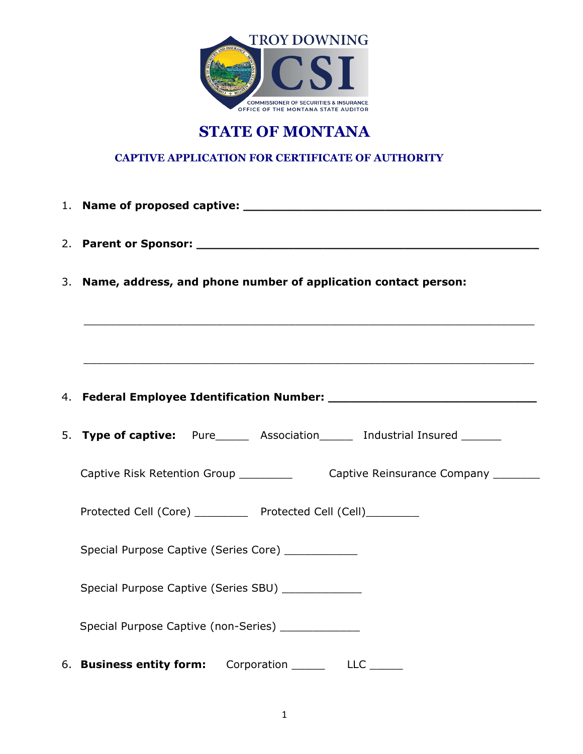TROY DOWNING

CSI

COMMISSIONER OF SECURITIES & INSURANCE
OFFICE OF THE MONTANA STATE AUDITOR

# STATE OF MONTANA

## CAPTIVE APPLICATION FOR CERTIFICATE OF AUTHORITY

1. **Name of proposed captive: ___________________________________________**

2. **Parent or Sponsor: __________________________________________________**

3. **Name, address, and phone number of application contact person:**

   _________________________________________________________________

   _________________________________________________________________

4. **Federal Employee Identification Number: ______________________________**

5. **Type of captive:** Pure_____ Association_____ Industrial Insured ______

   Captive Risk Retention Group ________ Captive Reinsurance Company _______

   Protected Cell (Core) ________ Protected Cell (Cell)________

   Special Purpose Captive (Series Core) ___________

   Special Purpose Captive (Series SBU) ____________

   Special Purpose Captive (non-Series) ____________

6. **Business entity form:** Corporation _____ LLC _____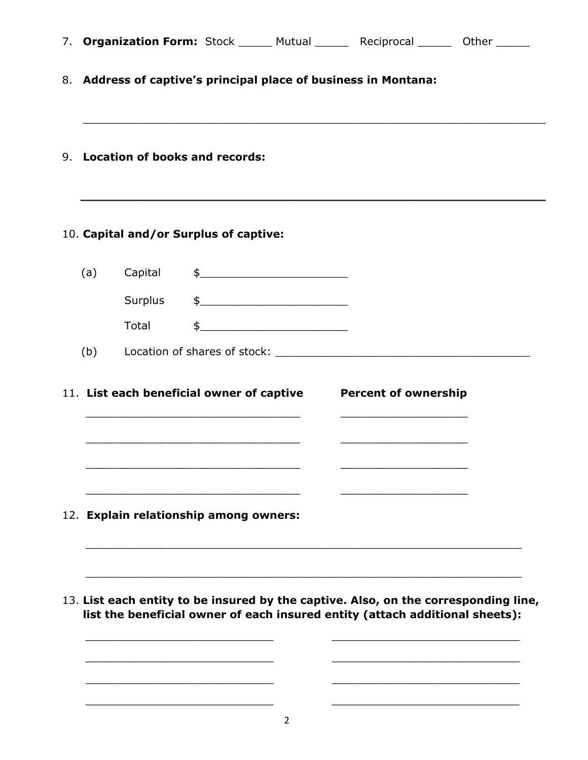7. **Organization Form:** Stock _____ Mutual _____ Reciprocal _____ Other _____

8. **Address of captive's principal place of business in Montana:**

_______________________________________________________________

9. **Location of books and records:**

_______________________________________________________________

10. **Capital and/or Surplus of captive:**

(a) Capital $______________________

Surplus $______________________

Total $______________________

(b) Location of shares of stock: ________________________________________

11. **List each beneficial owner of captive** **Percent of ownership**

________________________________ ___________________

________________________________ ___________________

________________________________ ___________________

________________________________ ___________________

12. **Explain relationship among owners:**

_______________________________________________________________

_______________________________________________________________

13. **List each entity to be insured by the captive. Also, on the corresponding line, list the beneficial owner of each insured entity (attach additional sheets):**

____________________________ ____________________________

____________________________ ____________________________

____________________________ ____________________________

____________________________ ____________________________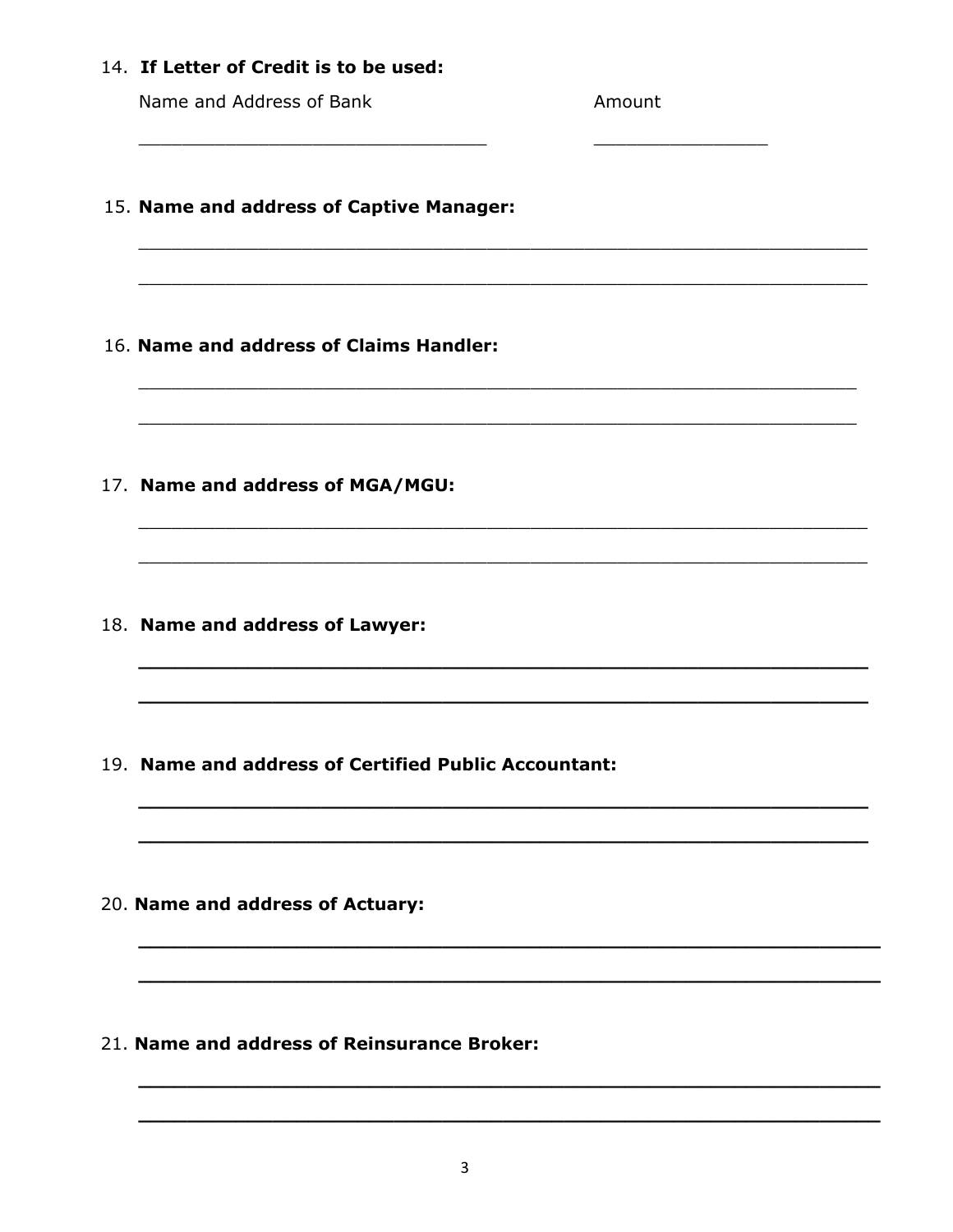14. **If Letter of Credit is to be used:**

    Name and Address of Bank ______________________________ Amount ________________

15. **Name and address of Captive Manager:**

    ______________________________________________________________________

    ______________________________________________________________________

16. **Name and address of Claims Handler:**

    ______________________________________________________________________

    ______________________________________________________________________

17. **Name and address of MGA/MGU:**

    ______________________________________________________________________

    ______________________________________________________________________

18. **Name and address of Lawyer:**

    ______________________________________________________________________

    ______________________________________________________________________

19. **Name and address of Certified Public Accountant:**

    ______________________________________________________________________

    ______________________________________________________________________

20. **Name and address of Actuary:**

    ______________________________________________________________________

    ______________________________________________________________________

21. **Name and address of Reinsurance Broker:**

    ______________________________________________________________________

    ______________________________________________________________________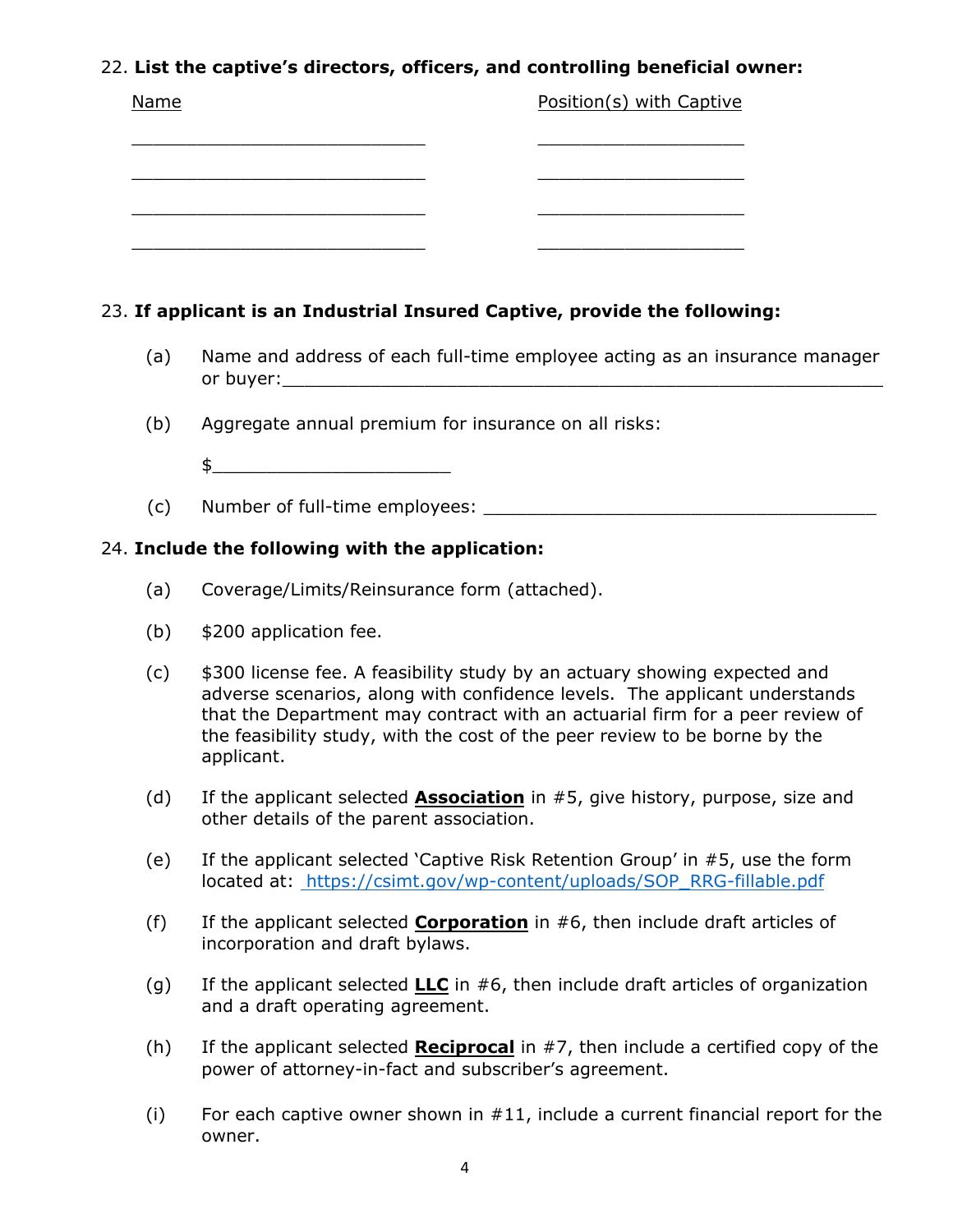22. **List the captive's directors, officers, and controlling beneficial owner:**

| Name | Position(s) with Captive |
|---|---|
| ____________________________ | ____________________ |
| ____________________________ | ____________________ |
| ____________________________ | ____________________ |
| ____________________________ | ____________________ |

23. **If applicant is an Industrial Insured Captive, provide the following:**

    (a) Name and address of each full-time employee acting as an insurance manager or buyer:_________________________________________________________

    (b) Aggregate annual premium for insurance on all risks:

    $______________________

    (c) Number of full-time employees: _____________________________________

24. **Include the following with the application:**

    (a) Coverage/Limits/Reinsurance form (attached).

    (b) $200 application fee.

    (c) $300 license fee. A feasibility study by an actuary showing expected and adverse scenarios, along with confidence levels. The applicant understands that the Department may contract with an actuarial firm for a peer review of the feasibility study, with the cost of the peer review to be borne by the applicant.

    (d) If the applicant selected **Association** in #5, give history, purpose, size and other details of the parent association.

    (e) If the applicant selected 'Captive Risk Retention Group' in #5, use the form located at: https://csimt.gov/wp-content/uploads/SOP_RRG-fillable.pdf

    (f) If the applicant selected **Corporation** in #6, then include draft articles of incorporation and draft bylaws.

    (g) If the applicant selected **LLC** in #6, then include draft articles of organization and a draft operating agreement.

    (h) If the applicant selected **Reciprocal** in #7, then include a certified copy of the power of attorney-in-fact and subscriber's agreement.

    (i) For each captive owner shown in #11, include a current financial report for the owner.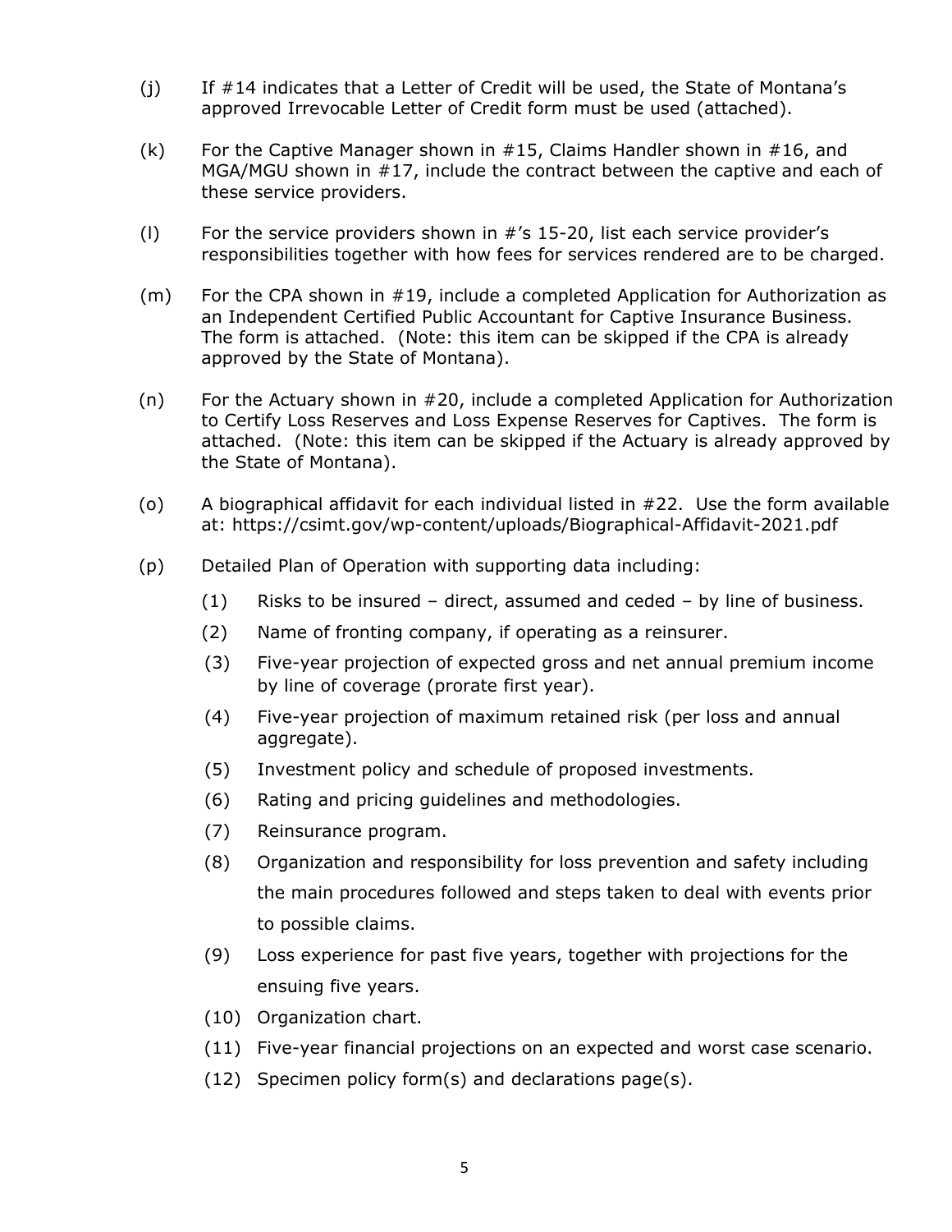(j) If #14 indicates that a Letter of Credit will be used, the State of Montana's approved Irrevocable Letter of Credit form must be used (attached).

(k) For the Captive Manager shown in #15, Claims Handler shown in #16, and MGA/MGU shown in #17, include the contract between the captive and each of these service providers.

(l) For the service providers shown in #'s 15-20, list each service provider's responsibilities together with how fees for services rendered are to be charged.

(m) For the CPA shown in #19, include a completed Application for Authorization as an Independent Certified Public Accountant for Captive Insurance Business. The form is attached. (Note: this item can be skipped if the CPA is already approved by the State of Montana).

(n) For the Actuary shown in #20, include a completed Application for Authorization to Certify Loss Reserves and Loss Expense Reserves for Captives. The form is attached. (Note: this item can be skipped if the Actuary is already approved by the State of Montana).

(o) A biographical affidavit for each individual listed in #22. Use the form available at: https://csimt.gov/wp-content/uploads/Biographical-Affidavit-2021.pdf

(p) Detailed Plan of Operation with supporting data including:

  (1) Risks to be insured – direct, assumed and ceded – by line of business.

  (2) Name of fronting company, if operating as a reinsurer.

  (3) Five-year projection of expected gross and net annual premium income by line of coverage (prorate first year).

  (4) Five-year projection of maximum retained risk (per loss and annual aggregate).

  (5) Investment policy and schedule of proposed investments.

  (6) Rating and pricing guidelines and methodologies.

  (7) Reinsurance program.

  (8) Organization and responsibility for loss prevention and safety including the main procedures followed and steps taken to deal with events prior to possible claims.

  (9) Loss experience for past five years, together with projections for the ensuing five years.

  (10) Organization chart.

  (11) Five-year financial projections on an expected and worst case scenario.

  (12) Specimen policy form(s) and declarations page(s).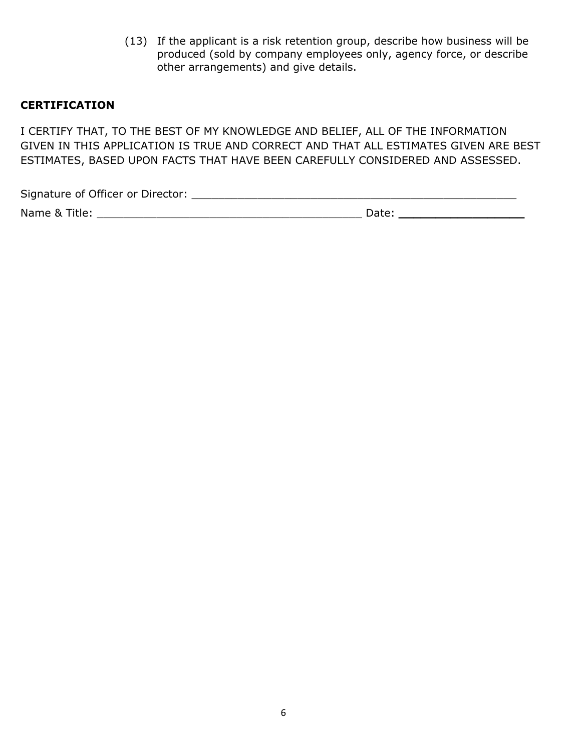(13) If the applicant is a risk retention group, describe how business will be produced (sold by company employees only, agency force, or describe other arrangements) and give details.

**CERTIFICATION**

I CERTIFY THAT, TO THE BEST OF MY KNOWLEDGE AND BELIEF, ALL OF THE INFORMATION GIVEN IN THIS APPLICATION IS TRUE AND CORRECT AND THAT ALL ESTIMATES GIVEN ARE BEST ESTIMATES, BASED UPON FACTS THAT HAVE BEEN CAREFULLY CONSIDERED AND ASSESSED.

Signature of Officer or Director: ____________________________________________________

Name & Title: ___________________________________________ Date: ___________________